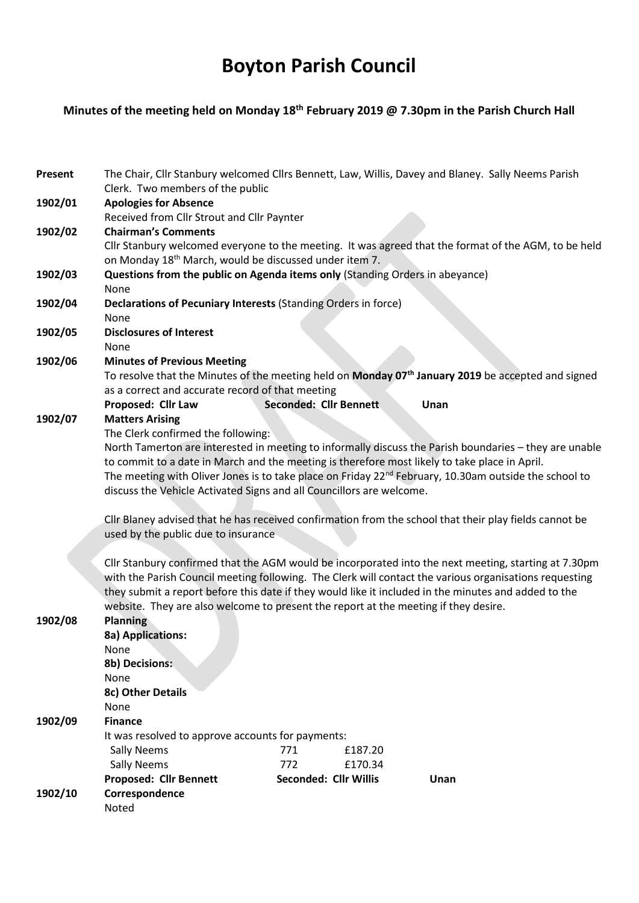# Boyton Parish Council

### Minutes of the meeting held on Monday 18th February 2019 @ 7.30pm in the Parish Church Hall

**Present** The Chair, Cllr Stanbury welcomed Cllrs Bennett, Law, Willis, Davey and Blaney. Sally Neems Parish Clerk. Two members of the public

**1902/01 Apologies for Absence**

Received from Cllr Strout and Cllr Paynter

**1902/02 Chairman's Comments**

Cllr Stanbury welcomed everyone to the meeting. It was agreed that the format of the AGM, to be held on Monday 18th March, would be discussed under item 7.

**1902/03 Questions from the public on Agenda items only** (Standing Orders in abeyance)

None

**1902/04 Declarations of Pecuniary Interests** (Standing Orders in force)

None

**1902/05 Disclosures of Interest**

None

**1902/06 Minutes of Previous Meeting**

To resolve that the Minutes of the meeting held on **Monday 07th January 2019** be accepted and signed as a correct and accurate record of that meeting

**Proposed: Cllr Law** **Seconded: Cllr Bennett** **Unan**

**1902/07 Matters Arising**

The Clerk confirmed the following:

North Tamerton are interested in meeting to informally discuss the Parish boundaries – they are unable to commit to a date in March and the meeting is therefore most likely to take place in April.

The meeting with Oliver Jones is to take place on Friday 22nd February, 10.30am outside the school to discuss the Vehicle Activated Signs and all Councillors are welcome.

Cllr Blaney advised that he has received confirmation from the school that their play fields cannot be used by the public due to insurance

Cllr Stanbury confirmed that the AGM would be incorporated into the next meeting, starting at 7.30pm with the Parish Council meeting following. The Clerk will contact the various organisations requesting they submit a report before this date if they would like it included in the minutes and added to the website. They are also welcome to present the report at the meeting if they desire.

**1902/08 Planning**

**8a) Applications:**

None

**8b) Decisions:**

None

**8c) Other Details**

None

**1902/09 Finance**

It was resolved to approve accounts for payments:

| | | |
|---|---|---|
| Sally Neems | 771 | £187.20 |
| Sally Neems | 772 | £170.34 |

**Proposed: Cllr Bennett** **Seconded: Cllr Willis** **Unan**

**1902/10 Correspondence**

Noted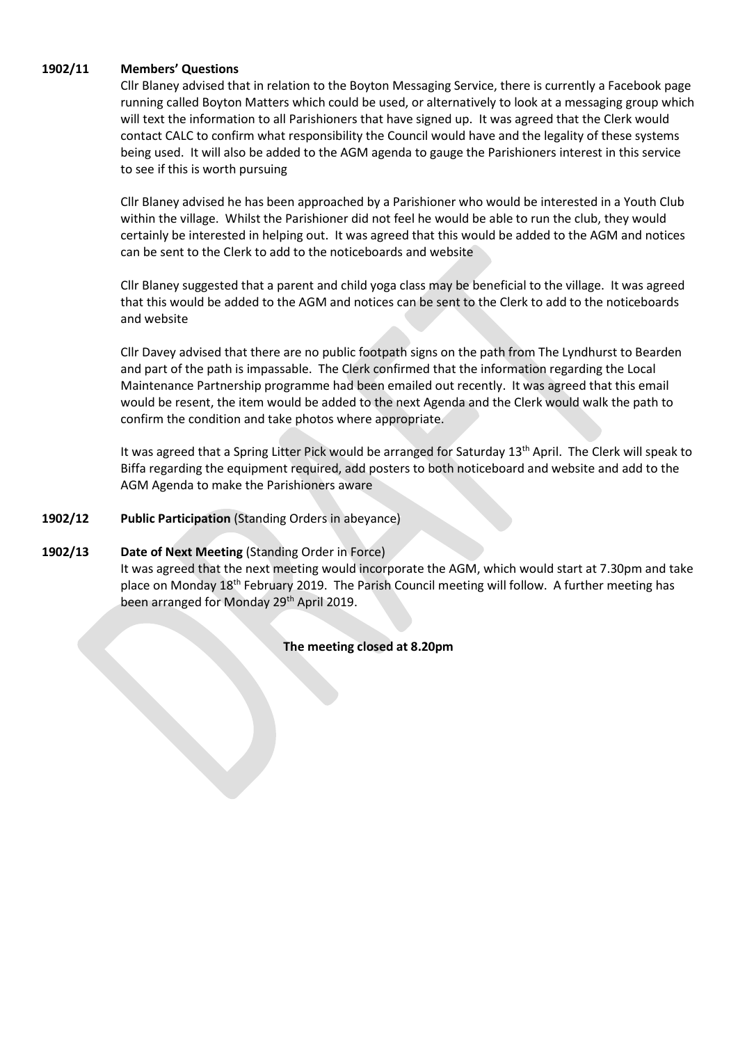**1902/11 Members' Questions**

Cllr Blaney advised that in relation to the Boyton Messaging Service, there is currently a Facebook page running called Boyton Matters which could be used, or alternatively to look at a messaging group which will text the information to all Parishioners that have signed up. It was agreed that the Clerk would contact CALC to confirm what responsibility the Council would have and the legality of these systems being used. It will also be added to the AGM agenda to gauge the Parishioners interest in this service to see if this is worth pursuing

Cllr Blaney advised he has been approached by a Parishioner who would be interested in a Youth Club within the village. Whilst the Parishioner did not feel he would be able to run the club, they would certainly be interested in helping out. It was agreed that this would be added to the AGM and notices can be sent to the Clerk to add to the noticeboards and website

Cllr Blaney suggested that a parent and child yoga class may be beneficial to the village. It was agreed that this would be added to the AGM and notices can be sent to the Clerk to add to the noticeboards and website

Cllr Davey advised that there are no public footpath signs on the path from The Lyndhurst to Bearden and part of the path is impassable. The Clerk confirmed that the information regarding the Local Maintenance Partnership programme had been emailed out recently. It was agreed that this email would be resent, the item would be added to the next Agenda and the Clerk would walk the path to confirm the condition and take photos where appropriate.

It was agreed that a Spring Litter Pick would be arranged for Saturday 13th April. The Clerk will speak to Biffa regarding the equipment required, add posters to both noticeboard and website and add to the AGM Agenda to make the Parishioners aware

**1902/12 Public Participation** (Standing Orders in abeyance)

**1902/13 Date of Next Meeting** (Standing Order in Force)

It was agreed that the next meeting would incorporate the AGM, which would start at 7.30pm and take place on Monday 18th February 2019. The Parish Council meeting will follow. A further meeting has been arranged for Monday 29th April 2019.

**The meeting closed at 8.20pm**